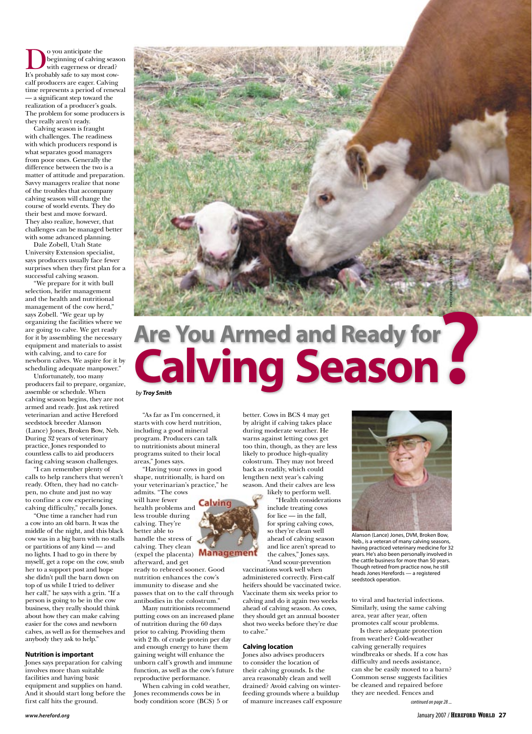# Are You Armed and Ready for Calving Season?

*by* ***Troy Smith***

Do you anticipate the beginning of calving season with eagerness or dread? It's probably safe to say most cow-calf producers are eager. Calving time represents a period of renewal — a significant step toward the realization of a producer's goals. The problem for some producers is they really aren't ready.

Calving season is fraught with challenges. The readiness with which producers respond is what separates good managers from poor ones. Generally the difference between the two is a matter of attitude and preparation. Savvy managers realize that none of the troubles that accompany calving season will change the course of world events. They do their best and move forward. They also realize, however, that challenges can be managed better with some advanced planning.

Dale Zobell, Utah State University Extension specialist, says producers usually face fewer surprises when they first plan for a successful calving season.

"We prepare for it with bull selection, heifer management and the health and nutritional management of the cow herd," says Zobell. "We gear up by organizing the facilities where we are going to calve. We get ready for it by assembling the necessary equipment and materials to assist with calving, and to care for newborn calves. We aspire for it by scheduling adequate manpower."

Unfortunately, too many producers fail to prepare, organize, assemble or schedule. When calving season begins, they are not armed and ready. Just ask retired veterinarian and active Hereford seedstock breeder Alanson (Lance) Jones, Broken Bow, Neb. During 32 years of veterinary practice, Jones responded to countless calls to aid producers facing calving season challenges.

"I can remember plenty of calls to help ranchers that weren't ready. Often, they had no catch-pen, no chute and just no way to confine a cow experiencing calving difficulty," recalls Jones.

"One time a rancher had run a cow into an old barn. It was the middle of the night, and this black cow was in a big barn with no stalls or partitions of any kind — and no lights. I had to go in there by myself, get a rope on the cow, snub her to a support post and hope she didn't pull the barn down on top of us while I tried to deliver her calf," he says with a grin. "If a person is going to be in the cow business, they really should think about how they can make calving easier for the cows and newborn calves, as well as for themselves and anybody they ask to help."

### Nutrition is important

Jones says preparation for calving involves more than suitable facilities and having basic equipment and supplies on hand. And it should start long before the first calf hits the ground.

"As far as I'm concerned, it starts with cow herd nutrition, including a good mineral program. Producers can talk to nutritionists about mineral programs suited to their local areas," Jones says.

"Having your cows in good shape, nutritionally, is hard on your veterinarian's practice," he admits. "The cows will have fewer health problems and less trouble during calving. They're better able to handle the stress of calving. They clean (expel the placenta) afterward, and get ready to rebreed sooner. Good nutrition enhances the cow's immunity to disease and she passes that on to the calf through antibodies in the colostrum."

Many nutritionists recommend putting cows on an increased plane of nutrition during the 60 days prior to calving. Providing them with 2 lb. of crude protein per day and enough energy to have them gaining weight will enhance the unborn calf's growth and immune function, as well as the cow's future reproductive performance.

When calving in cold weather, Jones recommends cows be in body condition score (BCS) 5 or better. Cows in BCS 4 may get by alright if calving takes place during moderate weather. He warns against letting cows get too thin, though, as they are less likely to produce high-quality colostrum. They may not breed back as readily, which could lengthen next year's calving season. And their calves are less likely to perform well.

"Health considerations include treating cows for lice — in the fall, for spring calving cows, so they're clean well ahead of calving season and lice aren't spread to the calves," Jones says. "And scour-prevention vaccinations work well when administered correctly. First-calf heifers should be vaccinated twice. Vaccinate them six weeks prior to calving and do it again two weeks ahead of calving season. As cows, they should get an annual booster shot two weeks before they're due to calve."

### Calving location

Jones also advises producers to consider the location of their calving grounds. Is the area reasonably clean and well drained? Avoid calving on winter-feeding grounds where a buildup of manure increases calf exposure to viral and bacterial infections. Similarly, using the same calving area, year after year, often promotes calf scour problems.

Is there adequate protection from weather? Cold-weather calving generally requires windbreaks or sheds. If a cow has difficulty and needs assistance, can she be easily moved to a barn? Common sense suggests facilities be cleaned and repaired before they are needed. Fences and

*continued on page 28 ...*

Alanson (Lance) Jones, DVM, Broken Bow, Neb., is a veteran of many calving seasons, having practiced veterinary medicine for 32 years. He's also been personally involved in the cattle business for more than 50 years. Though retired from practice now, he still heads Jones Herefords — a registered seedstock operation.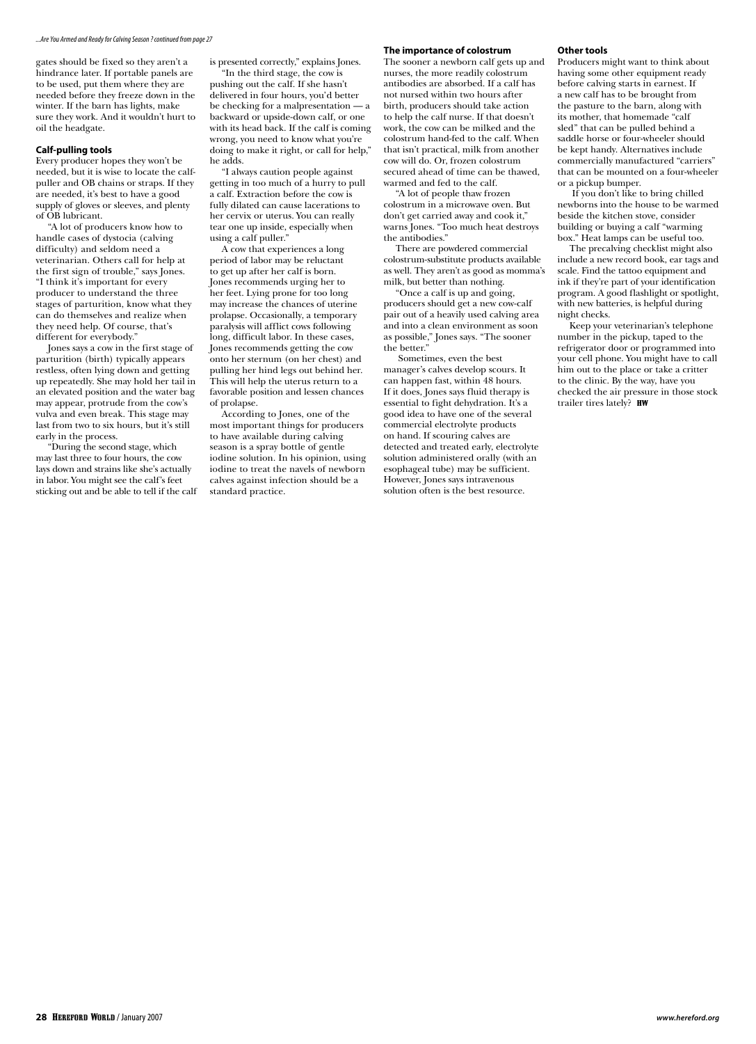*...Are You Armed and Ready for Calving Season ? continued from page 27*

gates should be fixed so they aren't a hindrance later. If portable panels are to be used, put them where they are needed before they freeze down in the winter. If the barn has lights, make sure they work. And it wouldn't hurt to oil the headgate.

### Calf-pulling tools

Every producer hopes they won't be needed, but it is wise to locate the calf-puller and OB chains or straps. If they are needed, it's best to have a good supply of gloves or sleeves, and plenty of OB lubricant.

"A lot of producers know how to handle cases of dystocia (calving difficulty) and seldom need a veterinarian. Others call for help at the first sign of trouble," says Jones. "I think it's important for every producer to understand the three stages of parturition, know what they can do themselves and realize when they need help. Of course, that's different for everybody."

Jones says a cow in the first stage of parturition (birth) typically appears restless, often lying down and getting up repeatedly. She may hold her tail in an elevated position and the water bag may appear, protrude from the cow's vulva and even break. This stage may last from two to six hours, but it's still early in the process.

"During the second stage, which may last three to four hours, the cow lays down and strains like she's actually in labor. You might see the calf's feet sticking out and be able to tell if the calf is presented correctly," explains Jones.

"In the third stage, the cow is pushing out the calf. If she hasn't delivered in four hours, you'd better be checking for a malpresentation — a backward or upside-down calf, or one with its head back. If the calf is coming wrong, you need to know what you're doing to make it right, or call for help," he adds.

"I always caution people against getting in too much of a hurry to pull a calf. Extraction before the cow is fully dilated can cause lacerations to her cervix or uterus. You can really tear one up inside, especially when using a calf puller."

A cow that experiences a long period of labor may be reluctant to get up after her calf is born. Jones recommends urging her to her feet. Lying prone for too long may increase the chances of uterine prolapse. Occasionally, a temporary paralysis will afflict cows following long, difficult labor. In these cases, Jones recommends getting the cow onto her sternum (on her chest) and pulling her hind legs out behind her. This will help the uterus return to a favorable position and lessen chances of prolapse.

According to Jones, one of the most important things for producers to have available during calving season is a spray bottle of gentle iodine solution. In his opinion, using iodine to treat the navels of newborn calves against infection should be a standard practice.

### The importance of colostrum

The sooner a newborn calf gets up and nurses, the more readily colostrum antibodies are absorbed. If a calf has not nursed within two hours after birth, producers should take action to help the calf nurse. If that doesn't work, the cow can be milked and the colostrum hand-fed to the calf. When that isn't practical, milk from another cow will do. Or, frozen colostrum secured ahead of time can be thawed, warmed and fed to the calf.

"A lot of people thaw frozen colostrum in a microwave oven. But don't get carried away and cook it," warns Jones. "Too much heat destroys the antibodies."

There are powdered commercial colostrum-substitute products available as well. They aren't as good as momma's milk, but better than nothing.

"Once a calf is up and going, producers should get a new cow-calf pair out of a heavily used calving area and into a clean environment as soon as possible," Jones says. "The sooner the better."

Sometimes, even the best manager's calves develop scours. It can happen fast, within 48 hours. If it does, Jones says fluid therapy is essential to fight dehydration. It's a good idea to have one of the several commercial electrolyte products on hand. If scouring calves are detected and treated early, electrolyte solution administered orally (with an esophageal tube) may be sufficient. However, Jones says intravenous solution often is the best resource.

### Other tools

Producers might want to think about having some other equipment ready before calving starts in earnest. If a new calf has to be brought from the pasture to the barn, along with its mother, that homemade "calf sled" that can be pulled behind a saddle horse or four-wheeler should be kept handy. Alternatives include commercially manufactured "carriers" that can be mounted on a four-wheeler or a pickup bumper.

If you don't like to bring chilled newborns into the house to be warmed beside the kitchen stove, consider building or buying a calf "warming box." Heat lamps can be useful too.

The precalving checklist might also include a new record book, ear tags and scale. Find the tattoo equipment and ink if they're part of your identification program. A good flashlight or spotlight, with new batteries, is helpful during night checks.

Keep your veterinarian's telephone number in the pickup, taped to the refrigerator door or programmed into your cell phone. You might have to call him out to the place or take a critter to the clinic. By the way, have you checked the air pressure in those stock trailer tires lately? **HW**